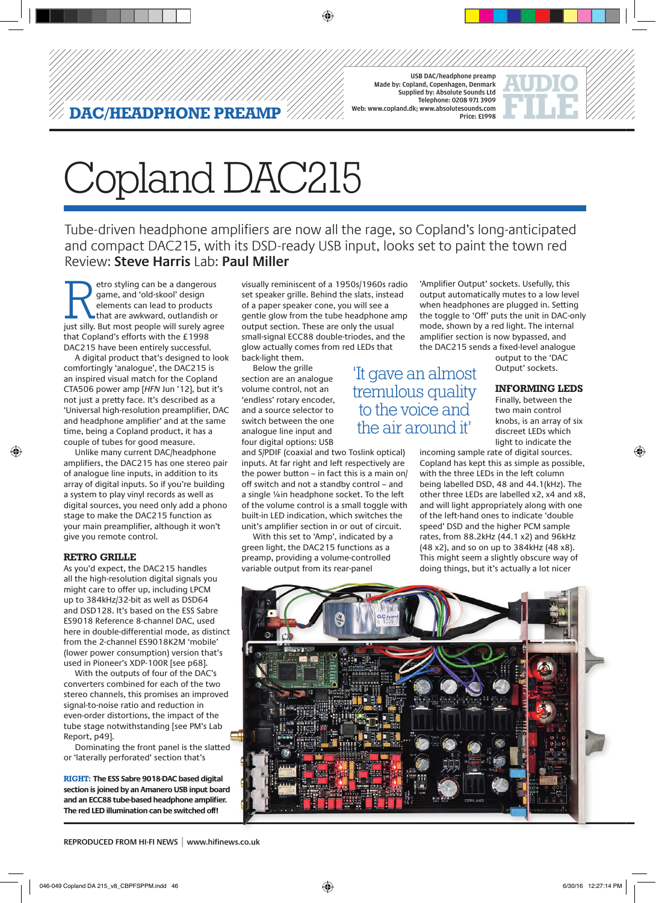DAC/HEADPHONE PREAMP

USB DAC/headphone preamp
Made by: Copland, Copenhagen, Denmark
Supplied by: Absolute Sounds Ltd
Telephone: 0208 971 3909
Web: www.copland.dk; www.absolutesounds.com
Price: £1998

AUDIO FILE

# Copland DAC215

Tube-driven headphone amplifiers are now all the rage, so Copland's long-anticipated and compact DAC215, with its DSD-ready USB input, looks set to paint the town red
Review: **Steve Harris** Lab: **Paul Miller**

Retro styling can be a dangerous game, and 'old-skool' design elements can lead to products that are awkward, outlandish or just silly. But most people will surely agree that Copland's efforts with the £1998 DAC215 have been entirely successful.

A digital product that's designed to look comfortingly 'analogue', the DAC215 is an inspired visual match for the Copland CTA506 power amp [*HFN* Jun '12], but it's not just a pretty face. It's described as a 'Universal high-resolution preamplifier, DAC and headphone amplifier' and at the same time, being a Copland product, it has a couple of tubes for good measure.

Unlike many current DAC/headphone amplifiers, the DAC215 has one stereo pair of analogue line inputs, in addition to its array of digital inputs. So if you're building a system to play vinyl records as well as digital sources, you need only add a phono stage to make the DAC215 function as your main preamplifier, although it won't give you remote control.

## RETRO GRILLE

As you'd expect, the DAC215 handles all the high-resolution digital signals you might care to offer up, including LPCM up to 384kHz/32-bit as well as DSD64 and DSD128. It's based on the ESS Sabre ES9018 Reference 8-channel DAC, used here in double-differential mode, as distinct from the 2-channel ES9018K2M 'mobile' (lower power consumption) version that's used in Pioneer's XDP-100R [see p68].

With the outputs of four of the DAC's converters combined for each of the two stereo channels, this promises an improved signal-to-noise ratio and reduction in even-order distortions, the impact of the tube stage notwithstanding [see PM's Lab Report, p49].

Dominating the front panel is the slatted or 'laterally perforated' section that's visually reminiscent of a 1950s/1960s radio set speaker grille. Behind the slats, instead of a paper speaker cone, you will see a gentle glow from the tube headphone amp output section. These are only the usual small-signal ECC88 double-triodes, and the glow actually comes from red LEDs that back-light them.

Below the grille section are an analogue volume control, not an 'endless' rotary encoder, and a source selector to switch between the one analogue line input and four digital options: USB and S/PDIF (coaxial and two Toslink optical) inputs. At far right and left respectively are the power button – in fact this is a main on/off switch and not a standby control – and a single ¼in headphone socket. To the left of the volume control is a small toggle with built-in LED indication, which switches the unit's amplifier section in or out of circuit.

> 'It gave an almost tremulous quality to the voice and the air around it'

With this set to 'Amp', indicated by a green light, the DAC215 functions as a preamp, providing a volume-controlled variable output from its rear-panel 'Amplifier Output' sockets. Usefully, this output automatically mutes to a low level when headphones are plugged in. Setting the toggle to 'Off' puts the unit in DAC-only mode, shown by a red light. The internal amplifier section is now bypassed, and the DAC215 sends a fixed-level analogue output to the 'DAC Output' sockets.

## INFORMING LEDS

Finally, between the two main control knobs, is an array of six discreet LEDs which light to indicate the incoming sample rate of digital sources. Copland has kept this as simple as possible, with the three LEDs in the left column being labelled DSD, 48 and 44.1(kHz). The other three LEDs are labelled x2, x4 and x8, and will light appropriately along with one of the left-hand ones to indicate 'double speed' DSD and the higher PCM sample rates, from 88.2kHz (44.1 x2) and 96kHz (48 x2), and so on up to 384kHz (48 x8). This might seem a slightly obscure way of doing things, but it's actually a lot nicer

**RIGHT: The ESS Sabre 9018-DAC based digital section is joined by an Amanero USB input board and an ECC88 tube-based headphone amplifier. The red LED illumination can be switched off!**

REPRODUCED FROM HI-FI NEWS | www.hifinews.co.uk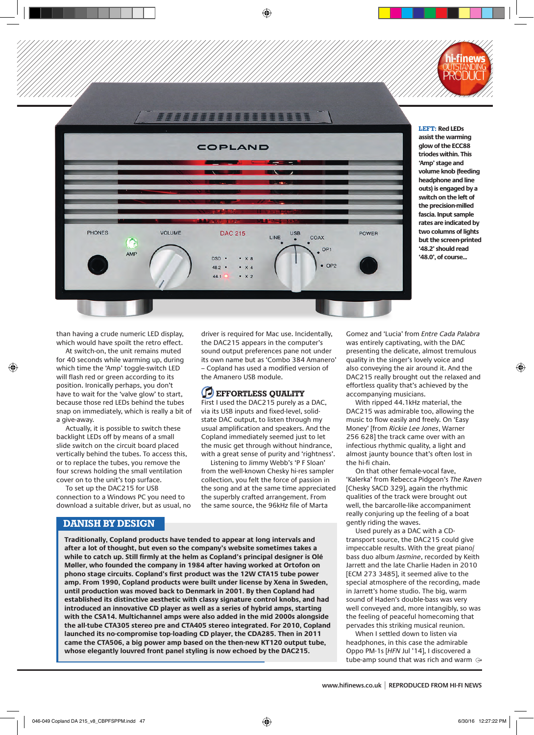**LEFT:** Red LEDs assist the warming glow of the ECC88 triodes within. This 'Amp' stage and volume knob (feeding headphone and line outs) is engaged by a switch on the left of the precision-milled fascia. Input sample rates are indicated by two columns of lights but the screen-printed '48.2' should read '48.0', of course...

than having a crude numeric LED display, which would have spoilt the retro effect.

At switch-on, the unit remains muted for 40 seconds while warming up, during which time the 'Amp' toggle-switch LED will flash red or green according to its position. Ironically perhaps, you don't have to wait for the 'valve glow' to start, because those red LEDs behind the tubes snap on immediately, which is really a bit of a give-away.

Actually, it is possible to switch these backlight LEDs off by means of a small slide switch on the circuit board placed vertically behind the tubes. To access this, or to replace the tubes, you remove the four screws holding the small ventilation cover on to the unit's top surface.

To set up the DAC215 for USB connection to a Windows PC you need to download a suitable driver, but as usual, no driver is required for Mac use. Incidentally, the DAC215 appears in the computer's sound output preferences pane not under its own name but as 'Combo 384 Amanero' – Copland has used a modified version of the Amanero USB module.

## EFFORTLESS QUALITY

First I used the DAC215 purely as a DAC, via its USB inputs and fixed-level, solid-state DAC output, to listen through my usual amplification and speakers. And the Copland immediately seemed just to let the music get through without hindrance, with a great sense of purity and 'rightness'.

Listening to Jimmy Webb's 'P F Sloan' from the well-known Chesky hi-res sampler collection, you felt the force of passion in the song and at the same time appreciated the superbly crafted arrangement. From the same source, the 96kHz file of Marta Gomez and 'Lucia' from *Entre Cada Palabra* was entirely captivating, with the DAC presenting the delicate, almost tremulous quality in the singer's lovely voice and also conveying the air around it. And the DAC215 really brought out the relaxed and effortless quality that's achieved by the accompanying musicians.

With ripped 44.1kHz material, the DAC215 was admirable too, allowing the music to flow easily and freely. On 'Easy Money' [from *Rickie Lee Jones*, Warner 256 628] the track came over with an infectious rhythmic quality, a light and almost jaunty bounce that's often lost in the hi-fi chain.

On that other female-vocal fave, 'Kalerka' from Rebecca Pidgeon's *The Raven* [Chesky SACD 329], again the rhythmic qualities of the track were brought out well, the barcarolle-like accompaniment really conjuring up the feeling of a boat gently riding the waves.

Used purely as a DAC with a CD-transport source, the DAC215 could give impeccable results. With the great piano/bass duo album *Jasmine*, recorded by Keith Jarrett and the late Charlie Haden in 2010 [ECM 273 3485], it seemed alive to the special atmosphere of the recording, made in Jarrett's home studio. The big, warm sound of Haden's double-bass was very well conveyed and, more intangibly, so was the feeling of peaceful homecoming that pervades this striking musical reunion.

When I settled down to listen via headphones, in this case the admirable Oppo PM-1s [*HFN* Jul '14], I discovered a tube-amp sound that was rich and warm

## DANISH BY DESIGN

**Traditionally, Copland products have tended to appear at long intervals and after a lot of thought, but even so the company's website sometimes takes a while to catch up. Still firmly at the helm as Copland's principal designer is Olé Møller, who founded the company in 1984 after having worked at Ortofon on phono stage circuits. Copland's first product was the 12W CTA15 tube power amp. From 1990, Copland products were built under license by Xena in Sweden, until production was moved back to Denmark in 2001. By then Copland had established its distinctive aesthetic with classy signature control knobs, and had introduced an innovative CD player as well as a series of hybrid amps, starting with the CSA14. Multichannel amps were also added in the mid 2000s alongside the all-tube CTA305 stereo pre and CTA405 stereo integrated. For 2010, Copland launched its no-compromise top-loading CD player, the CDA285. Then in 2011 came the CTA506, a big power amp based on the then-new KT120 output tube, whose elegantly louvred front panel styling is now echoed by the DAC215.**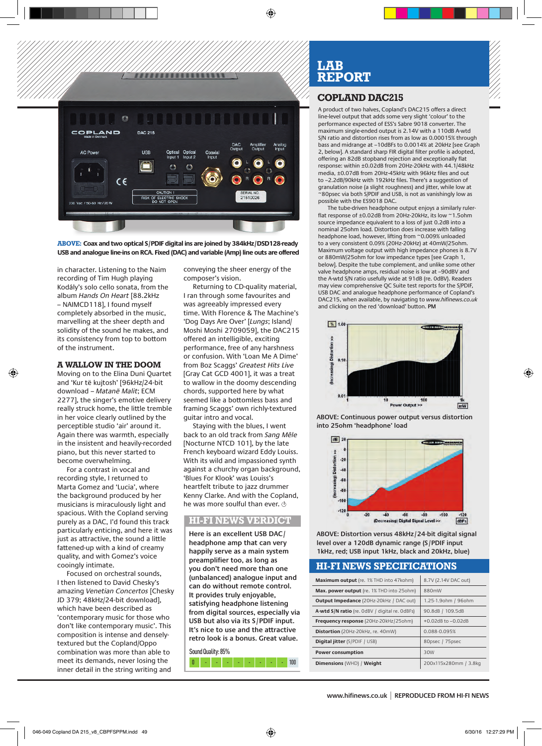**ABOVE:** Coax and two optical S/PDIF digital ins are joined by 384kHz/DSD128-ready USB and analogue line-ins on RCA. Fixed (DAC) and variable (Amp) line outs are offered

in character. Listening to the Naim recording of Tim Hugh playing Kodály's solo cello sonata, from the album *Hands On Heart* [88.2kHz – NAIMCD118], I found myself completely absorbed in the music, marvelling at the sheer depth and solidity of the sound he makes, and its consistency from top to bottom of the instrument.

### A WALLOW IN THE DOOM

Moving on to the Elina Duni Quartet and 'Kur të kujtosh' [96kHz/24-bit download – *Matanë Malit*; ECM 2277], the singer's emotive delivery really struck home, the little tremble in her voice clearly outlined by the perceptible studio 'air' around it. Again there was warmth, especially in the insistent and heavily-recorded piano, but this never started to become overwhelming.

For a contrast in vocal and recording style, I returned to Marta Gomez and 'Lucia', where the background produced by her musicians is miraculously light and spacious. With the Copland serving purely as a DAC, I'd found this track particularly enticing, and here it was just as attractive, the sound a little fattened-up with a kind of creamy quality, and with Gomez's voice cooingly intimate.

Focused on orchestral sounds, I then listened to David Chesky's amazing *Venetian Concertos* [Chesky JD 379; 48kHz/24-bit download], which have been described as 'contemporary music for those who don't like contemporary music'. This composition is intense and densely-textured but the Copland/Oppo combination was more than able to meet its demands, never losing the inner detail in the string writing and conveying the sheer energy of the composer's vision.

Returning to CD-quality material, I ran through some favourites and was agreeably impressed every time. With Florence & The Machine's 'Dog Days Are Over' [*Lungs*; Island/Moshi Moshi 2709059], the DAC215 offered an intelligible, exciting performance, free of any harshness or confusion. With 'Loan Me A Dime' from Boz Scaggs' *Greatest Hits Live* [Gray Cat GCD 4001], it was a treat to wallow in the doomy descending chords, supported here by what seemed like a bottomless bass and framing Scaggs' own richly-textured guitar intro and vocal.

Staying with the blues, I went back to an old track from *Sang Mêle* [Nocturne NTCD 101], by the late French keyboard wizard Eddy Louiss. With its wild and impassioned synth against a churchy organ background, 'Blues For Klook' was Louiss's heartfelt tribute to jazz drummer Kenny Clarke. And with the Copland, he was more soulful than ever.

## HI-FI NEWS VERDICT

**Here is an excellent USB DAC/headphone amp that can very happily serve as a main system preamplifier too, as long as you don't need more than one (unbalanced) analogue input and can do without remote control. It provides truly enjoyable, satisfying headphone listening from digital sources, especially via USB but also via its S/PDIF input. It's nice to use and the attractive retro look is a bonus. Great value.**

Sound Quality: 85%

0 - - - - - - - - - 100

## LAB REPORT

### COPLAND DAC215

A product of two halves, Copland's DAC215 offers a direct line-level output that adds some very slight 'colour' to the performance expected of ESS's Sabre 9018 converter. The maximum single-ended output is 2.14V with a 110dB A-wtd S/N ratio and distortion rises from as low as 0.00015% through bass and midrange at –10dBFs to 0.0014% at 20kHz [see Graph 2, below]. A standard sharp FIR digital filter profile is adopted, offering an 82dB stopband rejection and exceptionally flat response: within ±0.02dB from 20Hz-20kHz with 44.1/48kHz media, ±0.07dB from 20Hz-45kHz with 96kHz files and out to –2.2dB/90kHz with 192kHz files. There's a suggestion of granulation noise (a slight roughness) and jitter, while low at ~80psec via both S/PDIF and USB, is not as vanishingly low as possible with the ES9018 DAC.

The tube-driven headphone output enjoys a similarly ruler-flat response of ±0.02dB from 20Hz-20kHz, its low ~1.5ohm source impedance equivalent to a loss of just 0.2dB into a nominal 25ohm load. Distortion does increase with falling headphone load, however, lifting from ~0.009% unloaded to a very consistent 0.09% (20Hz-20kHz) at 40mW/25ohm. Maximum voltage output with high impedance phones is 8.7V or 880mW/25ohm for low impedance types [see Graph 1, below]. Despite the tube complement, and unlike some other valve headphone amps, residual noise is low at –90dBV and the A-wtd S/N ratio usefully wide at 91dB (re. 0dBV). Readers may view comprehensive QC Suite test reports for the S/PDIF, USB DAC and analogue headphone performance of Copland's DAC215, when available, by navigating to *www.hifinews.co.uk* and clicking on the red 'download' button. **PM**

%
1.00
0.10
0.01
(Increasing) Distortion >>
1
10
100
1k
Power Output >>
mW
MILLER AUDIO RESEARCH

ABOVE: Continuous power output versus distortion into 25ohm 'headphone' load

dB
20
0
-20
-40
-60
-80
-100
-120
(Increasing) Distortion >>
0
-20
-40
-60
-80
-100
-120
(Decreasing) Digital Signal Level >>
dBFs
MILLER AUDIO RESEARCH

ABOVE: Distortion versus 48kHz/24-bit digital signal level over a 120dB dynamic range (S/PDIF input 1kHz, red; USB input 1kHz, black and 20kHz, blue)

## HI-FI NEWS SPECIFICATIONS

| | |
|---|---|
| **Maximum output** (re. 1% THD into 47kohm) | 8.7V (2.14V DAC out) |
| **Max. power output** (re. 1% THD into 25ohm) | 880mW |
| **Output Impedance** (20Hz-20kHz / DAC out) | 1.25-1.9ohm / 96ohm |
| **A-wtd S/N ratio** (re. 0dBV / digital re. 0dBFs) | 90.8dB / 109.5dB |
| **Frequency response** (20Hz-20kHz/25ohm) | +0.02dB to –0.02dB |
| **Distortion** (20Hz-20kHz, re. 40mW) | 0.088-0.095% |
| **Digital jitter** (S/PDIF / USB) | 80psec / 75psec |
| **Power consumption** | 30W |
| **Dimensions** (WHD) / **Weight** | 200x115x280mm / 3.8kg |